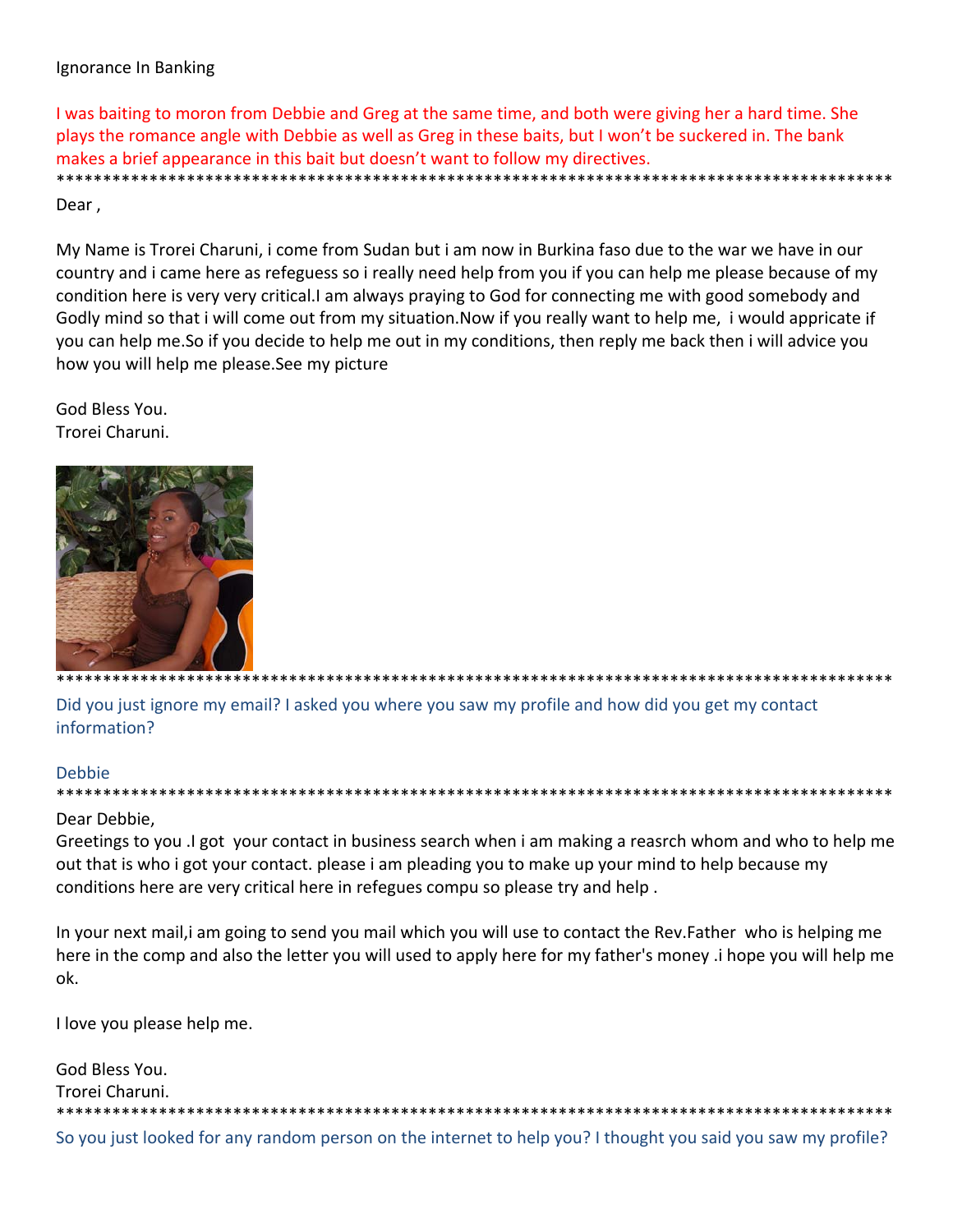Ignorance In Banking

I was baiting to moron from Debbie and Greg at the same time, and both were giving her a hard time. She plays the romance angle with Debbie as well as Greg in these baits, but I won't be suckered in. The bank makes a brief appearance in this bait but doesn't want to follow my directives.

*********************************************************************************************

Dear ,

My Name is Trorei Charuni, i come from Sudan but i am now in Burkina faso due to the war we have in our country and i came here as refeguess so i really need help from you if you can help me please because of my condition here is very very critical.I am always praying to God for connecting me with good somebody and Godly mind so that i will come out from my situation.Now if you really want to help me, i would appricate if you can help me.So if you decide to help me out in my conditions, then reply me back then i will advice you how you will help me please.See my picture

God Bless You.
Trorei Charuni.

*********************************************************************************************

Did you just ignore my email? I asked you where you saw my profile and how did you get my contact information?

Debbie

*********************************************************************************************

Dear Debbie,
Greetings to you .I got your contact in business search when i am making a reasrch whom and who to help me out that is who i got your contact. please i am pleading you to make up your mind to help because my conditions here are very critical here in refegues compu so please try and help .

In your next mail,i am going to send you mail which you will use to contact the Rev.Father who is helping me here in the comp and also the letter you will used to apply here for my father's money .i hope you will help me ok.

I love you please help me.

God Bless You.
Trorei Charuni.

*********************************************************************************************

So you just looked for any random person on the internet to help you? I thought you said you saw my profile?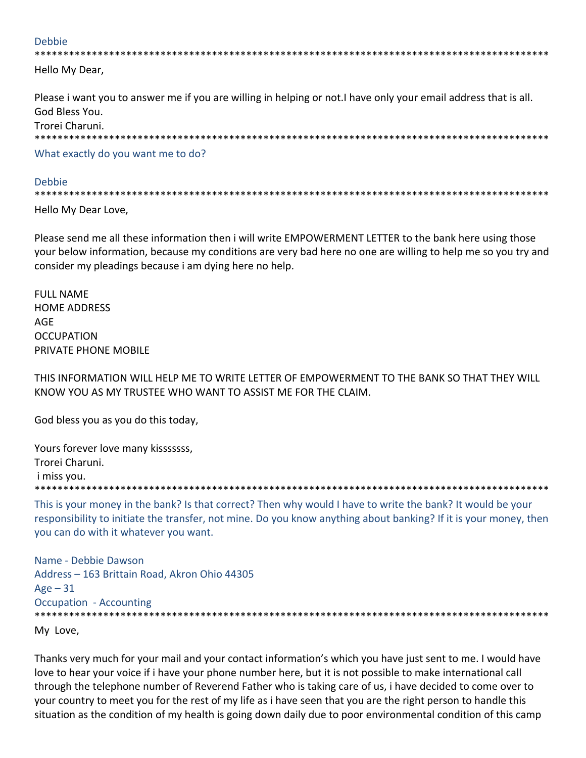Debbie

*********************************************************************************************

Hello My Dear,

Please i want you to answer me if you are willing in helping or not.I have only your email address that is all.
God Bless You.
Trorei Charuni.

*********************************************************************************************

What exactly do you want me to do?

Debbie

*********************************************************************************************

Hello My Dear Love,

Please send me all these information then i will write EMPOWERMENT LETTER to the bank here using those your below information, because my conditions are very bad here no one are willing to help me so you try and consider my pleadings because i am dying here no help.

FULL NAME
HOME ADDRESS
AGE
OCCUPATION
PRIVATE PHONE MOBILE

THIS INFORMATION WILL HELP ME TO WRITE LETTER OF EMPOWERMENT TO THE BANK SO THAT THEY WILL KNOW YOU AS MY TRUSTEE WHO WANT TO ASSIST ME FOR THE CLAIM.

God bless you as you do this today,

Yours forever love many kisssssss,
Trorei Charuni.
i miss you.

*********************************************************************************************

This is your money in the bank? Is that correct? Then why would I have to write the bank? It would be your responsibility to initiate the transfer, not mine. Do you know anything about banking? If it is your money, then you can do with it whatever you want.

Name - Debbie Dawson
Address – 163 Brittain Road, Akron Ohio 44305
Age – 31
Occupation - Accounting

*********************************************************************************************

My Love,

Thanks very much for your mail and your contact information's which you have just sent to me. I would have love to hear your voice if i have your phone number here, but it is not possible to make international call through the telephone number of Reverend Father who is taking care of us, i have decided to come over to your country to meet you for the rest of my life as i have seen that you are the right person to handle this situation as the condition of my health is going down daily due to poor environmental condition of this camp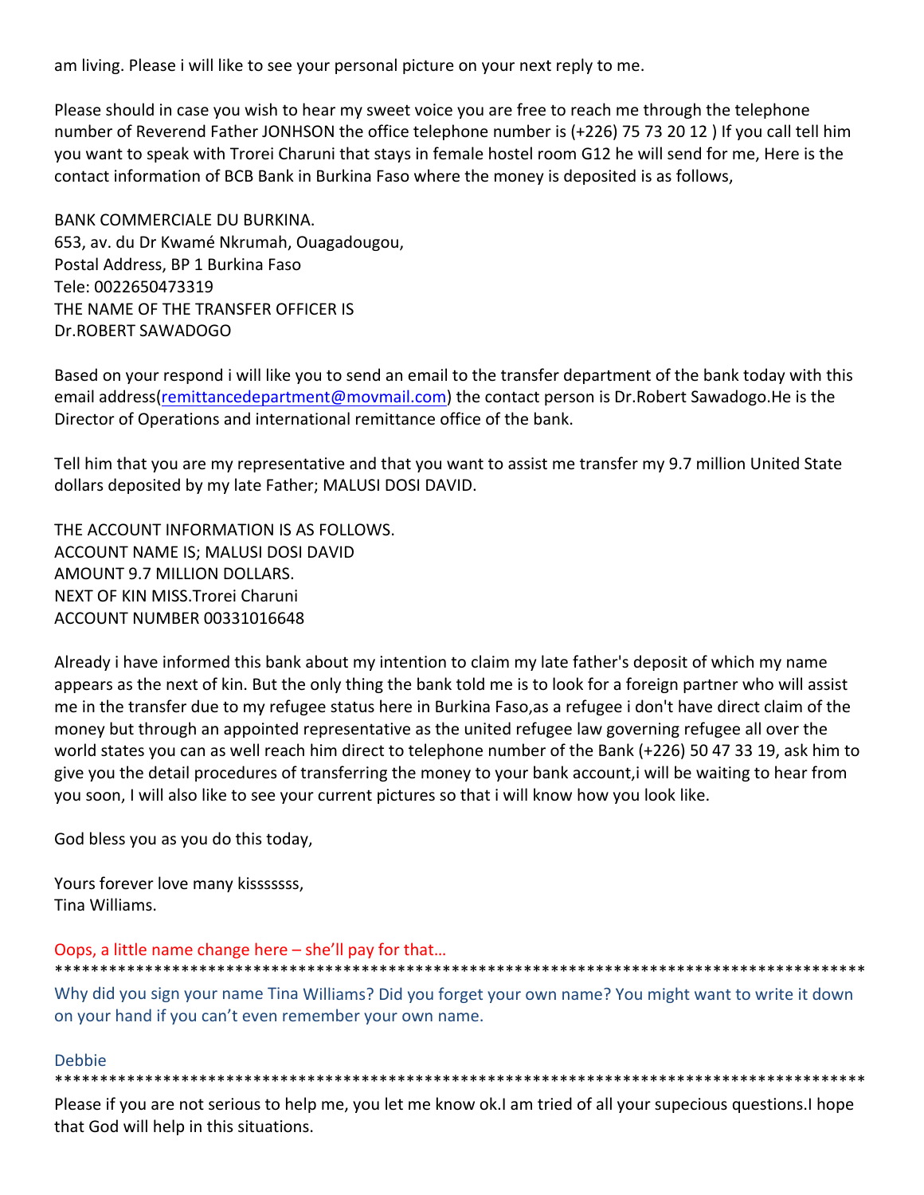am living. Please i will like to see your personal picture on your next reply to me.

Please should in case you wish to hear my sweet voice you are free to reach me through the telephone number of Reverend Father JONHSON the office telephone number is (+226) 75 73 20 12 ) If you call tell him you want to speak with Trorei Charuni that stays in female hostel room G12 he will send for me, Here is the contact information of BCB Bank in Burkina Faso where the money is deposited is as follows,

BANK COMMERCIALE DU BURKINA.
653, av. du Dr Kwamé Nkrumah, Ouagadougou,
Postal Address, BP 1 Burkina Faso
Tele: 0022650473319
THE NAME OF THE TRANSFER OFFICER IS
Dr.ROBERT SAWADOGO

Based on your respond i will like you to send an email to the transfer department of the bank today with this email address(remittancedepartment@movmail.com) the contact person is Dr.Robert Sawadogo.He is the Director of Operations and international remittance office of the bank.

Tell him that you are my representative and that you want to assist me transfer my 9.7 million United State dollars deposited by my late Father; MALUSI DOSI DAVID.

THE ACCOUNT INFORMATION IS AS FOLLOWS.
ACCOUNT NAME IS; MALUSI DOSI DAVID
AMOUNT 9.7 MILLION DOLLARS.
NEXT OF KIN MISS.Trorei Charuni
ACCOUNT NUMBER 00331016648

Already i have informed this bank about my intention to claim my late father's deposit of which my name appears as the next of kin. But the only thing the bank told me is to look for a foreign partner who will assist me in the transfer due to my refugee status here in Burkina Faso,as a refugee i don't have direct claim of the money but through an appointed representative as the united refugee law governing refugee all over the world states you can as well reach him direct to telephone number of the Bank (+226) 50 47 33 19, ask him to give you the detail procedures of transferring the money to your bank account,i will be waiting to hear from you soon, I will also like to see your current pictures so that i will know how you look like.

God bless you as you do this today,

Yours forever love many kisssssss,
Tina Williams.

Oops, a little name change here – she'll pay for that…

*******************************************************************************************

Why did you sign your name Tina Williams? Did you forget your own name? You might want to write it down on your hand if you can't even remember your own name.

Debbie

*******************************************************************************************

Please if you are not serious to help me, you let me know ok.I am tried of all your supecious questions.I hope that God will help in this situations.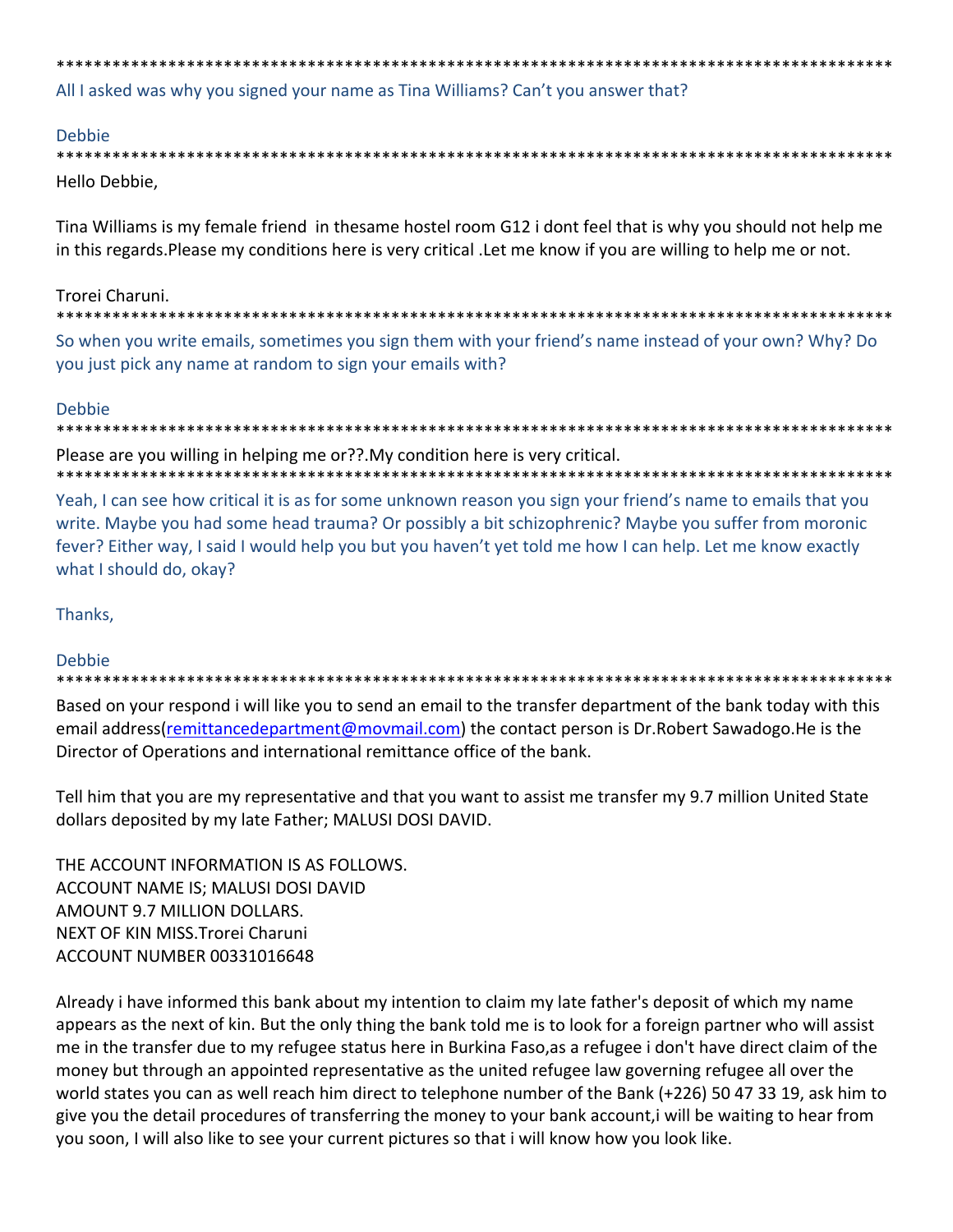*******************************************************************************************

All I asked was why you signed your name as Tina Williams? Can't you answer that?

Debbie

*******************************************************************************************

Hello Debbie,

Tina Williams is my female friend  in thesame hostel room G12 i dont feel that is why you should not help me in this regards.Please my conditions here is very critical .Let me know if you are willing to help me or not.

Trorei Charuni.

*******************************************************************************************

So when you write emails, sometimes you sign them with your friend's name instead of your own? Why? Do you just pick any name at random to sign your emails with?

Debbie

*******************************************************************************************

Please are you willing in helping me or??.My condition here is very critical.

*******************************************************************************************

Yeah, I can see how critical it is as for some unknown reason you sign your friend's name to emails that you write. Maybe you had some head trauma? Or possibly a bit schizophrenic? Maybe you suffer from moronic fever? Either way, I said I would help you but you haven't yet told me how I can help. Let me know exactly what I should do, okay?

Thanks,

Debbie

*******************************************************************************************

Based on your respond i will like you to send an email to the transfer department of the bank today with this email address(remittancedepartment@movmail.com) the contact person is Dr.Robert Sawadogo.He is the Director of Operations and international remittance office of the bank.

Tell him that you are my representative and that you want to assist me transfer my 9.7 million United State dollars deposited by my late Father; MALUSI DOSI DAVID.

THE ACCOUNT INFORMATION IS AS FOLLOWS.
ACCOUNT NAME IS; MALUSI DOSI DAVID
AMOUNT 9.7 MILLION DOLLARS.
NEXT OF KIN MISS.Trorei Charuni
ACCOUNT NUMBER 00331016648

Already i have informed this bank about my intention to claim my late father's deposit of which my name appears as the next of kin. But the only thing the bank told me is to look for a foreign partner who will assist me in the transfer due to my refugee status here in Burkina Faso,as a refugee i don't have direct claim of the money but through an appointed representative as the united refugee law governing refugee all over the world states you can as well reach him direct to telephone number of the Bank (+226) 50 47 33 19, ask him to give you the detail procedures of transferring the money to your bank account,i will be waiting to hear from you soon, I will also like to see your current pictures so that i will know how you look like.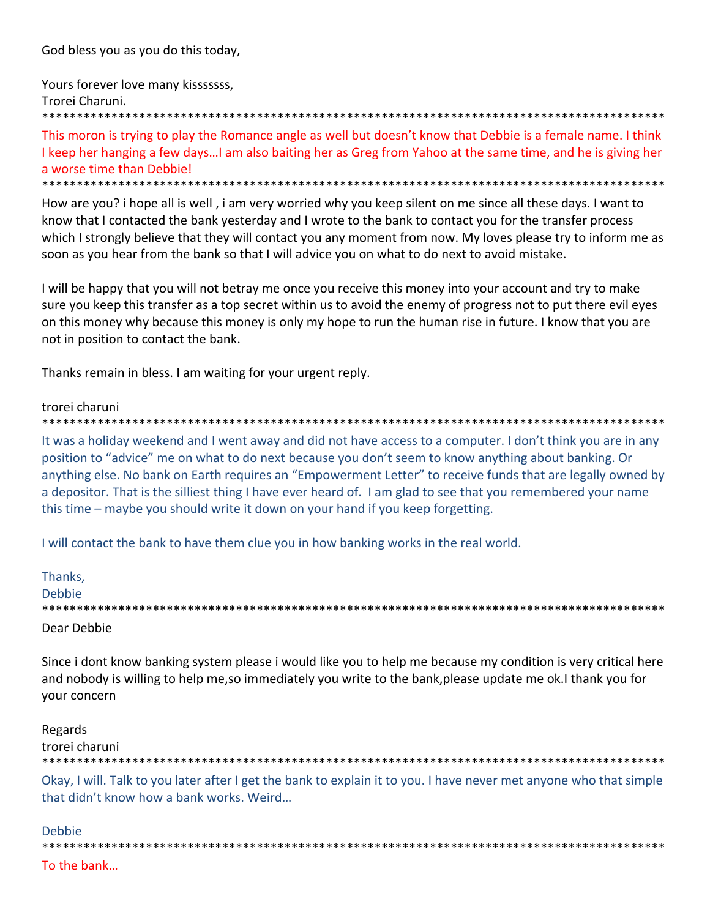God bless you as you do this today,

Yours forever love many kisssssss,
Trorei Charuni.

*********************************************************************************************

This moron is trying to play the Romance angle as well but doesn't know that Debbie is a female name. I think I keep her hanging a few days…I am also baiting her as Greg from Yahoo at the same time, and he is giving her a worse time than Debbie!

*********************************************************************************************

How are you? i hope all is well , i am very worried why you keep silent on me since all these days. I want to know that I contacted the bank yesterday and I wrote to the bank to contact you for the transfer process which I strongly believe that they will contact you any moment from now. My loves please try to inform me as soon as you hear from the bank so that I will advice you on what to do next to avoid mistake.

I will be happy that you will not betray me once you receive this money into your account and try to make sure you keep this transfer as a top secret within us to avoid the enemy of progress not to put there evil eyes on this money why because this money is only my hope to run the human rise in future. I know that you are not in position to contact the bank.

Thanks remain in bless. I am waiting for your urgent reply.

trorei charuni

*********************************************************************************************

It was a holiday weekend and I went away and did not have access to a computer. I don't think you are in any position to "advice" me on what to do next because you don't seem to know anything about banking. Or anything else. No bank on Earth requires an "Empowerment Letter" to receive funds that are legally owned by a depositor. That is the silliest thing I have ever heard of. I am glad to see that you remembered your name this time – maybe you should write it down on your hand if you keep forgetting.

I will contact the bank to have them clue you in how banking works in the real world.

Thanks,
Debbie

*********************************************************************************************

Dear Debbie

Since i dont know banking system please i would like you to help me because my condition is very critical here and nobody is willing to help me,so immediately you write to the bank,please update me ok.I thank you for your concern

Regards
trorei charuni

*********************************************************************************************

Okay, I will. Talk to you later after I get the bank to explain it to you. I have never met anyone who that simple that didn't know how a bank works. Weird…

Debbie

*********************************************************************************************

To the bank…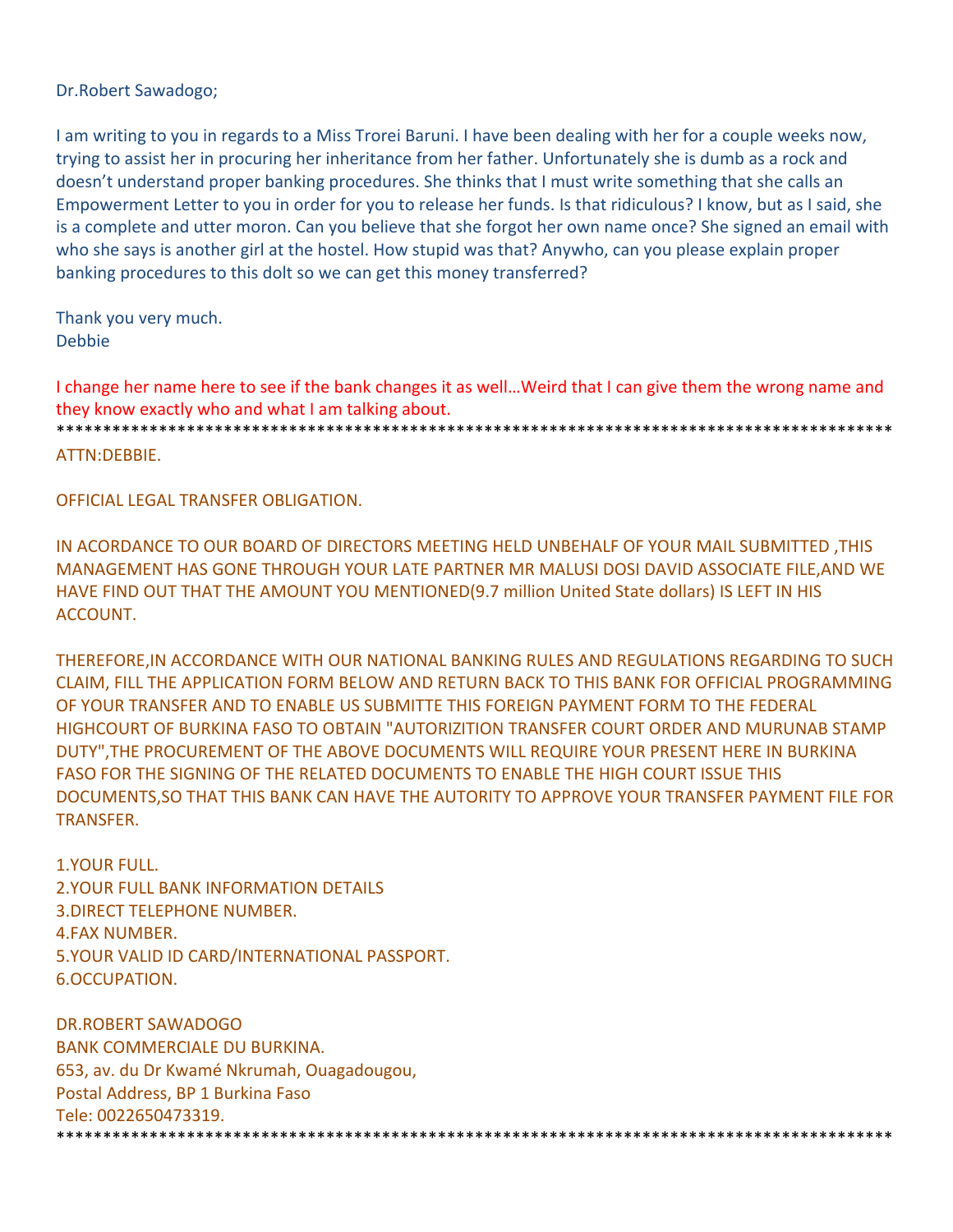Dr.Robert Sawadogo;

I am writing to you in regards to a Miss Trorei Baruni. I have been dealing with her for a couple weeks now, trying to assist her in procuring her inheritance from her father. Unfortunately she is dumb as a rock and doesn't understand proper banking procedures. She thinks that I must write something that she calls an Empowerment Letter to you in order for you to release her funds. Is that ridiculous? I know, but as I said, she is a complete and utter moron. Can you believe that she forgot her own name once? She signed an email with who she says is another girl at the hostel. How stupid was that? Anywho, can you please explain proper banking procedures to this dolt so we can get this money transferred?

Thank you very much.
Debbie

I change her name here to see if the bank changes it as well…Weird that I can give them the wrong name and they know exactly who and what I am talking about.

*******************************************************************************************

ATTN:DEBBIE.

OFFICIAL LEGAL TRANSFER OBLIGATION.

IN ACORDANCE TO OUR BOARD OF DIRECTORS MEETING HELD UNBEHALF OF YOUR MAIL SUBMITTED ,THIS MANAGEMENT HAS GONE THROUGH YOUR LATE PARTNER MR MALUSI DOSI DAVID ASSOCIATE FILE,AND WE HAVE FIND OUT THAT THE AMOUNT YOU MENTIONED(9.7 million United State dollars) IS LEFT IN HIS ACCOUNT.

THEREFORE,IN ACCORDANCE WITH OUR NATIONAL BANKING RULES AND REGULATIONS REGARDING TO SUCH CLAIM, FILL THE APPLICATION FORM BELOW AND RETURN BACK TO THIS BANK FOR OFFICIAL PROGRAMMING OF YOUR TRANSFER AND TO ENABLE US SUBMITTE THIS FOREIGN PAYMENT FORM TO THE FEDERAL HIGHCOURT OF BURKINA FASO TO OBTAIN "AUTORIZITION TRANSFER COURT ORDER AND MURUNAB STAMP DUTY",THE PROCUREMENT OF THE ABOVE DOCUMENTS WILL REQUIRE YOUR PRESENT HERE IN BURKINA FASO FOR THE SIGNING OF THE RELATED DOCUMENTS TO ENABLE THE HIGH COURT ISSUE THIS DOCUMENTS,SO THAT THIS BANK CAN HAVE THE AUTORITY TO APPROVE YOUR TRANSFER PAYMENT FILE FOR TRANSFER.

1.YOUR FULL.
2.YOUR FULL BANK INFORMATION DETAILS
3.DIRECT TELEPHONE NUMBER.
4.FAX NUMBER.
5.YOUR VALID ID CARD/INTERNATIONAL PASSPORT.
6.OCCUPATION.

DR.ROBERT SAWADOGO
BANK COMMERCIALE DU BURKINA.
653, av. du Dr Kwamé Nkrumah, Ouagadougou,
Postal Address, BP 1 Burkina Faso
Tele: 0022650473319.

*******************************************************************************************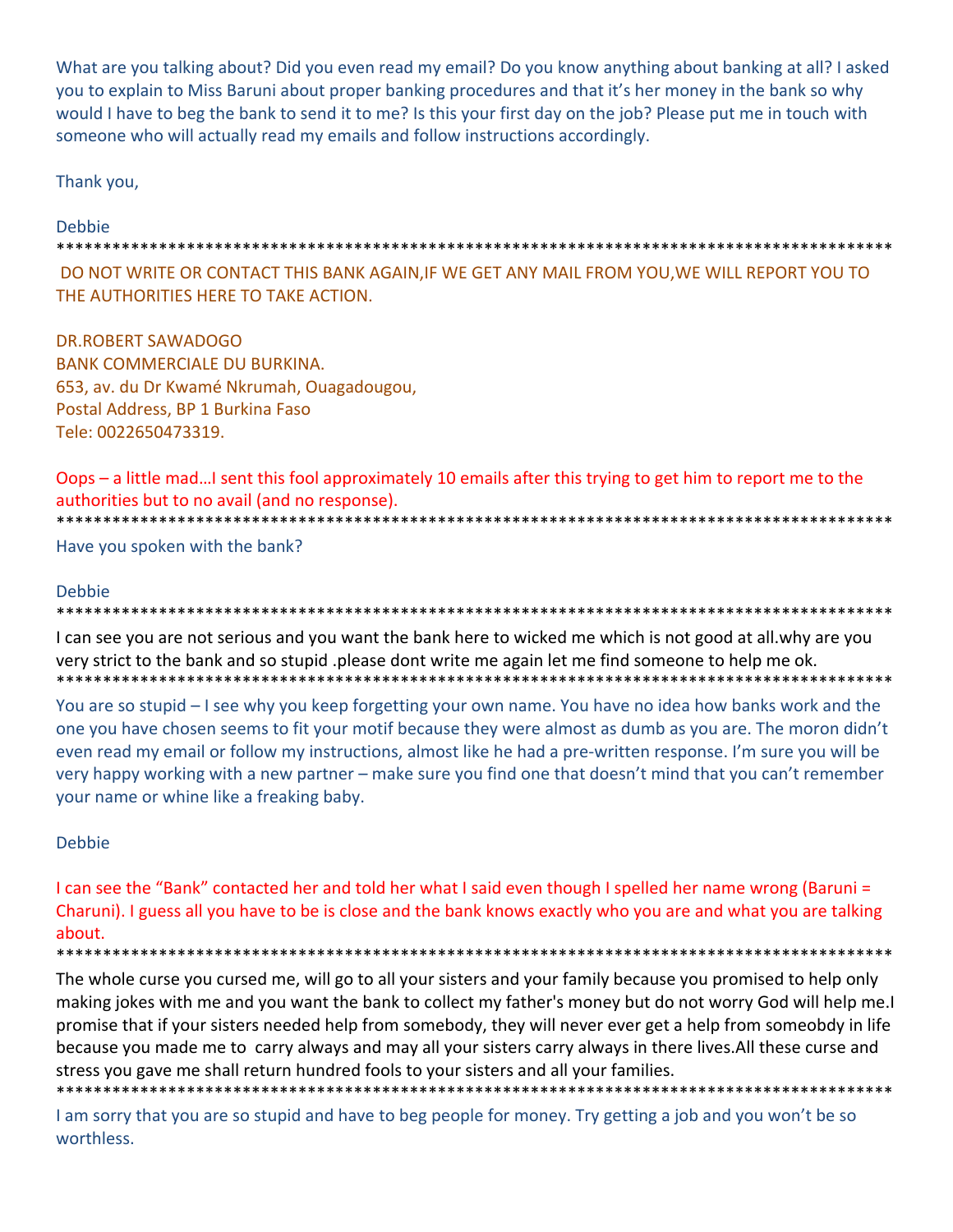What are you talking about? Did you even read my email? Do you know anything about banking at all? I asked you to explain to Miss Baruni about proper banking procedures and that it's her money in the bank so why would I have to beg the bank to send it to me? Is this your first day on the job? Please put me in touch with someone who will actually read my emails and follow instructions accordingly.

Thank you,

Debbie

\*\*\*\*\*\*\*\*\*\*\*\*\*\*\*\*\*\*\*\*\*\*\*\*\*\*\*\*\*\*\*\*\*\*\*\*\*\*\*\*\*\*\*\*\*\*\*\*\*\*\*\*\*\*\*\*\*\*\*\*\*\*\*\*\*\*\*\*\*\*\*\*\*\*\*\*\*\*\*\*\*\*\*\*\*\*\*\*\*\*\*\*\*\*\*\*

DO NOT WRITE OR CONTACT THIS BANK AGAIN,IF WE GET ANY MAIL FROM YOU,WE WILL REPORT YOU TO THE AUTHORITIES HERE TO TAKE ACTION.

DR.ROBERT SAWADOGO  
BANK COMMERCIALE DU BURKINA.  
653, av. du Dr Kwamé Nkrumah, Ouagadougou,  
Postal Address, BP 1 Burkina Faso  
Tele: 0022650473319.

Oops – a little mad…I sent this fool approximately 10 emails after this trying to get him to report me to the authorities but to no avail (and no response).

\*\*\*\*\*\*\*\*\*\*\*\*\*\*\*\*\*\*\*\*\*\*\*\*\*\*\*\*\*\*\*\*\*\*\*\*\*\*\*\*\*\*\*\*\*\*\*\*\*\*\*\*\*\*\*\*\*\*\*\*\*\*\*\*\*\*\*\*\*\*\*\*\*\*\*\*\*\*\*\*\*\*\*\*\*\*\*\*\*\*\*\*\*\*\*\*

Have you spoken with the bank?

Debbie

\*\*\*\*\*\*\*\*\*\*\*\*\*\*\*\*\*\*\*\*\*\*\*\*\*\*\*\*\*\*\*\*\*\*\*\*\*\*\*\*\*\*\*\*\*\*\*\*\*\*\*\*\*\*\*\*\*\*\*\*\*\*\*\*\*\*\*\*\*\*\*\*\*\*\*\*\*\*\*\*\*\*\*\*\*\*\*\*\*\*\*\*\*\*\*\*

I can see you are not serious and you want the bank here to wicked me which is not good at all.why are you very strict to the bank and so stupid .please dont write me again let me find someone to help me ok.

\*\*\*\*\*\*\*\*\*\*\*\*\*\*\*\*\*\*\*\*\*\*\*\*\*\*\*\*\*\*\*\*\*\*\*\*\*\*\*\*\*\*\*\*\*\*\*\*\*\*\*\*\*\*\*\*\*\*\*\*\*\*\*\*\*\*\*\*\*\*\*\*\*\*\*\*\*\*\*\*\*\*\*\*\*\*\*\*\*\*\*\*\*\*\*\*

You are so stupid – I see why you keep forgetting your own name. You have no idea how banks work and the one you have chosen seems to fit your motif because they were almost as dumb as you are. The moron didn't even read my email or follow my instructions, almost like he had a pre-written response. I'm sure you will be very happy working with a new partner – make sure you find one that doesn't mind that you can't remember your name or whine like a freaking baby.

Debbie

I can see the "Bank" contacted her and told her what I said even though I spelled her name wrong (Baruni = Charuni). I guess all you have to be is close and the bank knows exactly who you are and what you are talking about.

\*\*\*\*\*\*\*\*\*\*\*\*\*\*\*\*\*\*\*\*\*\*\*\*\*\*\*\*\*\*\*\*\*\*\*\*\*\*\*\*\*\*\*\*\*\*\*\*\*\*\*\*\*\*\*\*\*\*\*\*\*\*\*\*\*\*\*\*\*\*\*\*\*\*\*\*\*\*\*\*\*\*\*\*\*\*\*\*\*\*\*\*\*\*\*\*

The whole curse you cursed me, will go to all your sisters and your family because you promised to help only making jokes with me and you want the bank to collect my father's money but do not worry God will help me.I promise that if your sisters needed help from somebody, they will never ever get a help from someobdy in life because you made me to  carry always and may all your sisters carry always in there lives.All these curse and stress you gave me shall return hundred fools to your sisters and all your families.

\*\*\*\*\*\*\*\*\*\*\*\*\*\*\*\*\*\*\*\*\*\*\*\*\*\*\*\*\*\*\*\*\*\*\*\*\*\*\*\*\*\*\*\*\*\*\*\*\*\*\*\*\*\*\*\*\*\*\*\*\*\*\*\*\*\*\*\*\*\*\*\*\*\*\*\*\*\*\*\*\*\*\*\*\*\*\*\*\*\*\*\*\*\*\*\*

I am sorry that you are so stupid and have to beg people for money. Try getting a job and you won't be so worthless.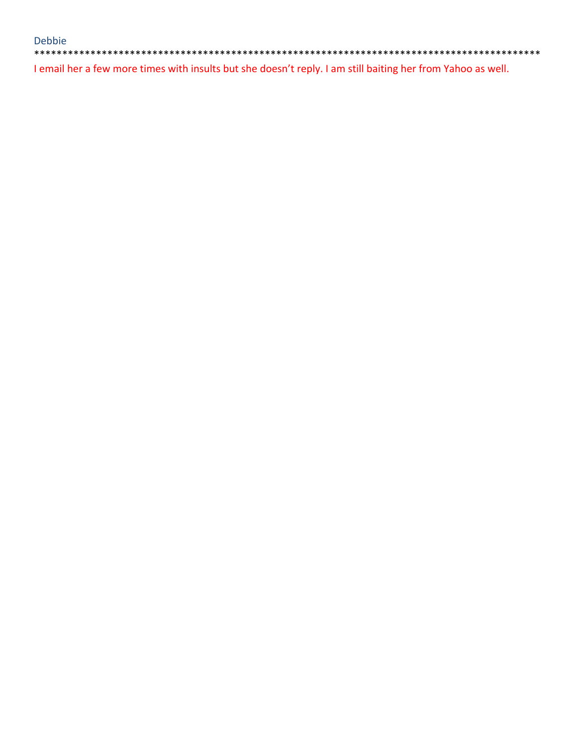Debbie

*****************************************************************************************

I email her a few more times with insults but she doesn't reply. I am still baiting her from Yahoo as well.